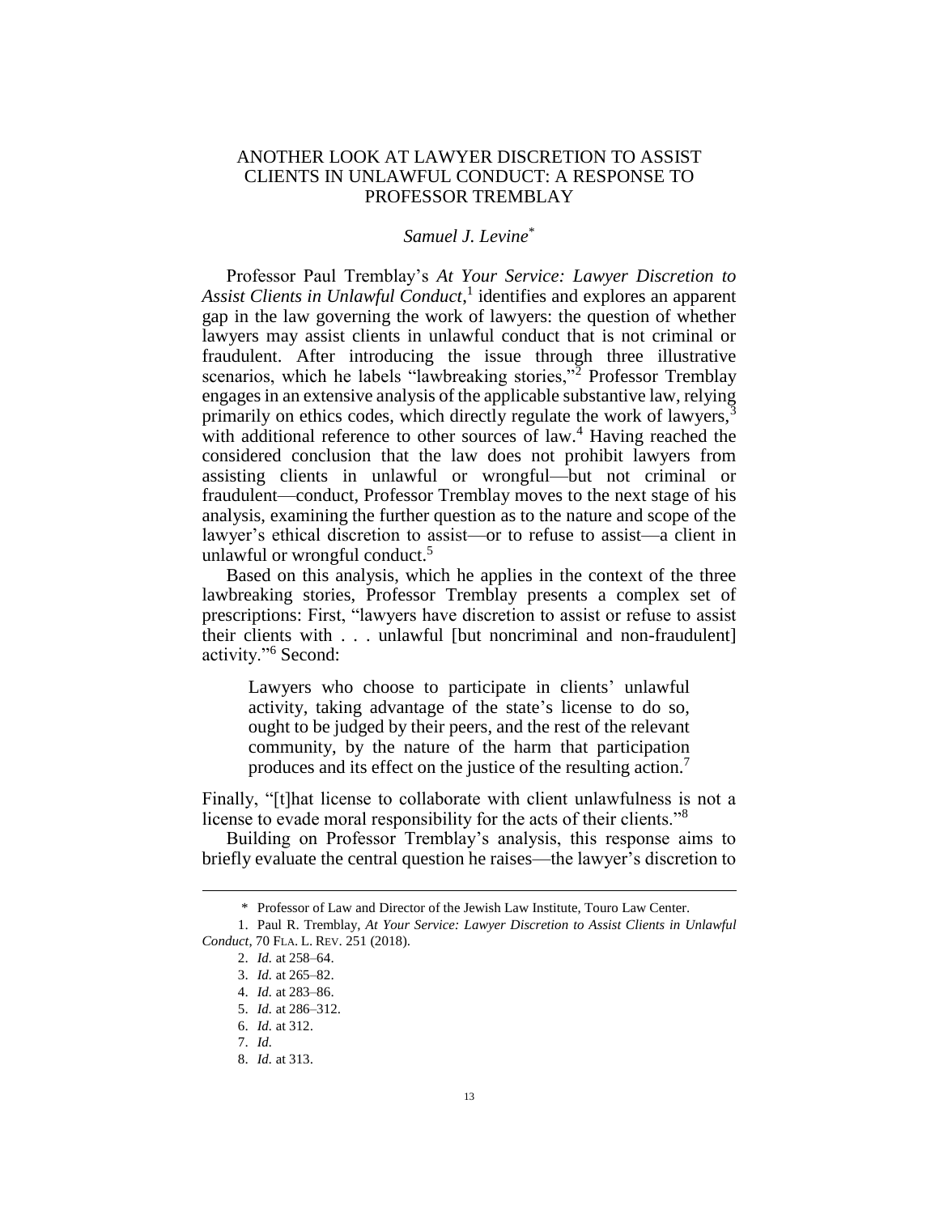# ANOTHER LOOK AT LAWYER DISCRETION TO ASSIST CLIENTS IN UNLAWFUL CONDUCT: A RESPONSE TO PROFESSOR TREMBLAY

*Samuel J. Levine*[*]

Professor Paul Tremblay's *At Your Service: Lawyer Discretion to Assist Clients in Unlawful Conduct*,[1] identifies and explores an apparent gap in the law governing the work of lawyers: the question of whether lawyers may assist clients in unlawful conduct that is not criminal or fraudulent. After introducing the issue through three illustrative scenarios, which he labels "lawbreaking stories,"[2] Professor Tremblay engages in an extensive analysis of the applicable substantive law, relying primarily on ethics codes, which directly regulate the work of lawyers,[3] with additional reference to other sources of law.[4] Having reached the considered conclusion that the law does not prohibit lawyers from assisting clients in unlawful or wrongful—but not criminal or fraudulent—conduct, Professor Tremblay moves to the next stage of his analysis, examining the further question as to the nature and scope of the lawyer's ethical discretion to assist—or to refuse to assist—a client in unlawful or wrongful conduct.[5]

Based on this analysis, which he applies in the context of the three lawbreaking stories, Professor Tremblay presents a complex set of prescriptions: First, "lawyers have discretion to assist or refuse to assist their clients with . . . unlawful [but noncriminal and non-fraudulent] activity."[6] Second:

> Lawyers who choose to participate in clients' unlawful activity, taking advantage of the state's license to do so, ought to be judged by their peers, and the rest of the relevant community, by the nature of the harm that participation produces and its effect on the justice of the resulting action.[7]

Finally, "[t]hat license to collaborate with client unlawfulness is not a license to evade moral responsibility for the acts of their clients."[8]

Building on Professor Tremblay's analysis, this response aims to briefly evaluate the central question he raises—the lawyer's discretion to

---

\* Professor of Law and Director of the Jewish Law Institute, Touro Law Center.

1. Paul R. Tremblay, *At Your Service: Lawyer Discretion to Assist Clients in Unlawful Conduct*, 70 FLA. L. REV. 251 (2018).
2. *Id.* at 258–64.
3. *Id.* at 265–82.
4. *Id.* at 283–86.
5. *Id.* at 286–312.
6. *Id.* at 312.
7. *Id.*
8. *Id.* at 313.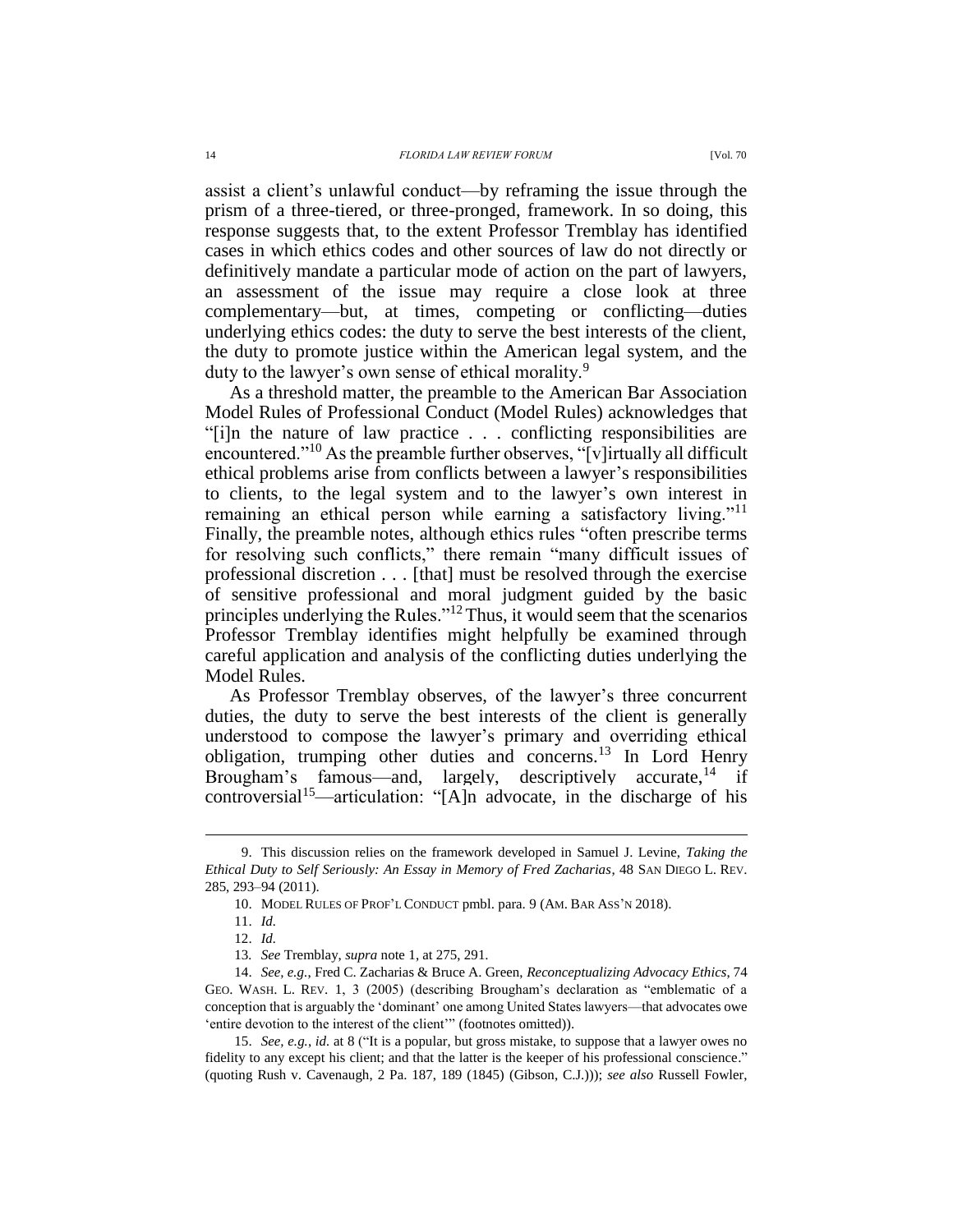assist a client's unlawful conduct—by reframing the issue through the prism of a three-tiered, or three-pronged, framework. In so doing, this response suggests that, to the extent Professor Tremblay has identified cases in which ethics codes and other sources of law do not directly or definitively mandate a particular mode of action on the part of lawyers, an assessment of the issue may require a close look at three complementary—but, at times, competing or conflicting—duties underlying ethics codes: the duty to serve the best interests of the client, the duty to promote justice within the American legal system, and the duty to the lawyer's own sense of ethical morality.[9]

As a threshold matter, the preamble to the American Bar Association Model Rules of Professional Conduct (Model Rules) acknowledges that "[i]n the nature of law practice . . . conflicting responsibilities are encountered."[10] As the preamble further observes, "[v]irtually all difficult ethical problems arise from conflicts between a lawyer's responsibilities to clients, to the legal system and to the lawyer's own interest in remaining an ethical person while earning a satisfactory living."[11] Finally, the preamble notes, although ethics rules "often prescribe terms for resolving such conflicts," there remain "many difficult issues of professional discretion . . . [that] must be resolved through the exercise of sensitive professional and moral judgment guided by the basic principles underlying the Rules."[12] Thus, it would seem that the scenarios Professor Tremblay identifies might helpfully be examined through careful application and analysis of the conflicting duties underlying the Model Rules.

As Professor Tremblay observes, of the lawyer's three concurrent duties, the duty to serve the best interests of the client is generally understood to compose the lawyer's primary and overriding ethical obligation, trumping other duties and concerns.[13] In Lord Henry Brougham's famous—and, largely, descriptively accurate,[14] if controversial[15]—articulation: "[A]n advocate, in the discharge of his

---

9. This discussion relies on the framework developed in Samuel J. Levine, *Taking the Ethical Duty to Self Seriously: An Essay in Memory of Fred Zacharias*, 48 SAN DIEGO L. REV. 285, 293–94 (2011).

10. MODEL RULES OF PROF'L CONDUCT pmbl. para. 9 (AM. BAR ASS'N 2018).

11. *Id.*

12. *Id.*

13. *See* Tremblay, *supra* note 1, at 275, 291.

14. *See, e.g.*, Fred C. Zacharias & Bruce A. Green, *Reconceptualizing Advocacy Ethics*, 74 GEO. WASH. L. REV. 1, 3 (2005) (describing Brougham's declaration as "emblematic of a conception that is arguably the 'dominant' one among United States lawyers—that advocates owe 'entire devotion to the interest of the client'" (footnotes omitted)).

15. *See, e.g.*, *id.* at 8 ("It is a popular, but gross mistake, to suppose that a lawyer owes no fidelity to any except his client; and that the latter is the keeper of his professional conscience." (quoting Rush v. Cavenaugh, 2 Pa. 187, 189 (1845) (Gibson, C.J.))); *see also* Russell Fowler,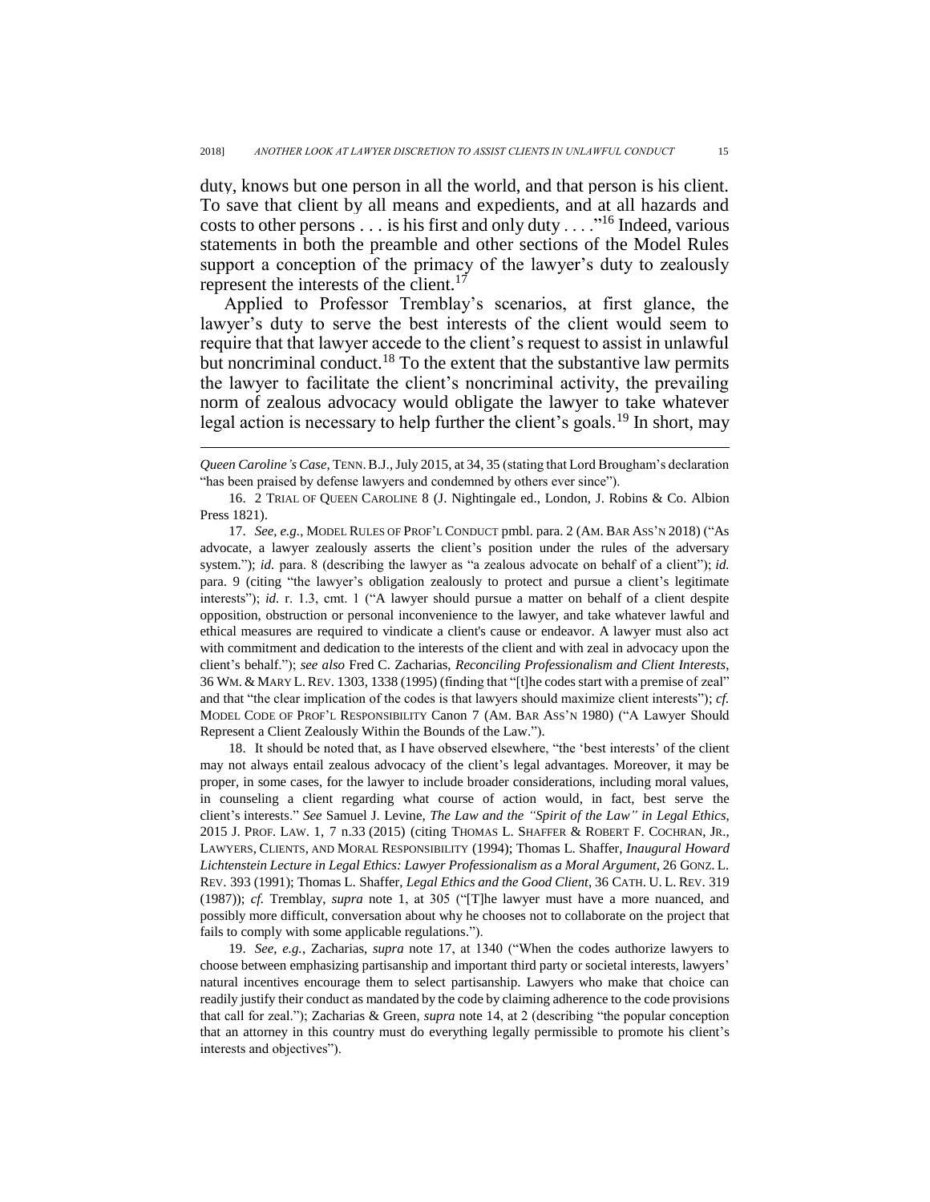duty, knows but one person in all the world, and that person is his client. To save that client by all means and expedients, and at all hazards and costs to other persons . . . is his first and only duty . . . ."[16] Indeed, various statements in both the preamble and other sections of the Model Rules support a conception of the primacy of the lawyer's duty to zealously represent the interests of the client.[17]

Applied to Professor Tremblay's scenarios, at first glance, the lawyer's duty to serve the best interests of the client would seem to require that that lawyer accede to the client's request to assist in unlawful but noncriminal conduct.[18] To the extent that the substantive law permits the lawyer to facilitate the client's noncriminal activity, the prevailing norm of zealous advocacy would obligate the lawyer to take whatever legal action is necessary to help further the client's goals.[19] In short, may

---

*Queen Caroline's Case*, TENN. B.J., July 2015, at 34, 35 (stating that Lord Brougham's declaration "has been praised by defense lawyers and condemned by others ever since").

16. 2 TRIAL OF QUEEN CAROLINE 8 (J. Nightingale ed., London, J. Robins & Co. Albion Press 1821).

17. *See, e.g.*, MODEL RULES OF PROF'L CONDUCT pmbl. para. 2 (AM. BAR ASS'N 2018) ("As advocate, a lawyer zealously asserts the client's position under the rules of the adversary system."); *id.* para. 8 (describing the lawyer as "a zealous advocate on behalf of a client"); *id.* para. 9 (citing "the lawyer's obligation zealously to protect and pursue a client's legitimate interests"); *id.* r. 1.3, cmt. 1 ("A lawyer should pursue a matter on behalf of a client despite opposition, obstruction or personal inconvenience to the lawyer, and take whatever lawful and ethical measures are required to vindicate a client's cause or endeavor. A lawyer must also act with commitment and dedication to the interests of the client and with zeal in advocacy upon the client's behalf."); *see also* Fred C. Zacharias, *Reconciling Professionalism and Client Interests*, 36 WM. & MARY L. REV. 1303, 1338 (1995) (finding that "[t]he codes start with a premise of zeal" and that "the clear implication of the codes is that lawyers should maximize client interests"); *cf.* MODEL CODE OF PROF'L RESPONSIBILITY Canon 7 (AM. BAR ASS'N 1980) ("A Lawyer Should Represent a Client Zealously Within the Bounds of the Law.").

18. It should be noted that, as I have observed elsewhere, "the 'best interests' of the client may not always entail zealous advocacy of the client's legal advantages. Moreover, it may be proper, in some cases, for the lawyer to include broader considerations, including moral values, in counseling a client regarding what course of action would, in fact, best serve the client's interests." *See* Samuel J. Levine, *The Law and the "Spirit of the Law" in Legal Ethics*, 2015 J. PROF. LAW. 1, 7 n.33 (2015) (citing THOMAS L. SHAFFER & ROBERT F. COCHRAN, JR., LAWYERS, CLIENTS, AND MORAL RESPONSIBILITY (1994); Thomas L. Shaffer, *Inaugural Howard Lichtenstein Lecture in Legal Ethics: Lawyer Professionalism as a Moral Argument*, 26 GONZ. L. REV. 393 (1991); Thomas L. Shaffer, *Legal Ethics and the Good Client*, 36 CATH. U. L. REV. 319 (1987)); *cf.* Tremblay, *supra* note 1, at 305 ("[T]he lawyer must have a more nuanced, and possibly more difficult, conversation about why he chooses not to collaborate on the project that fails to comply with some applicable regulations.").

19. *See, e.g.*, Zacharias, *supra* note 17, at 1340 ("When the codes authorize lawyers to choose between emphasizing partisanship and important third party or societal interests, lawyers' natural incentives encourage them to select partisanship. Lawyers who make that choice can readily justify their conduct as mandated by the code by claiming adherence to the code provisions that call for zeal."); Zacharias & Green, *supra* note 14, at 2 (describing "the popular conception that an attorney in this country must do everything legally permissible to promote his client's interests and objectives").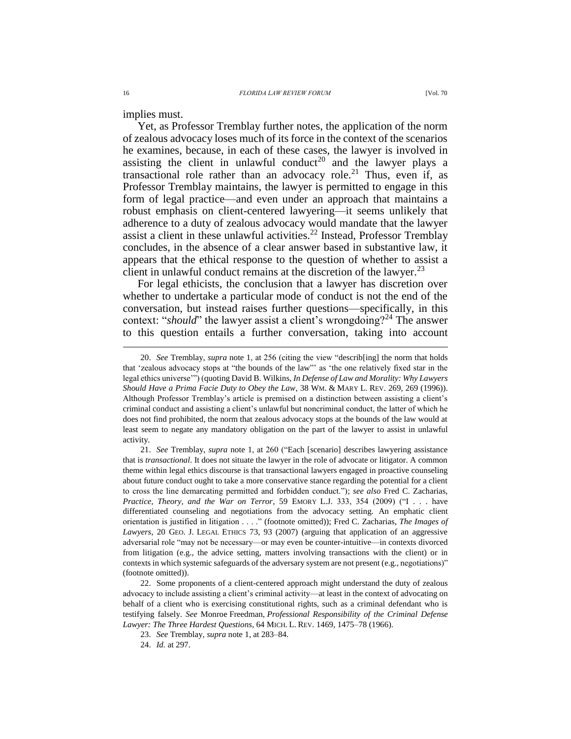implies must.

Yet, as Professor Tremblay further notes, the application of the norm of zealous advocacy loses much of its force in the context of the scenarios he examines, because, in each of these cases, the lawyer is involved in assisting the client in unlawful conduct[20] and the lawyer plays a transactional role rather than an advocacy role.[21] Thus, even if, as Professor Tremblay maintains, the lawyer is permitted to engage in this form of legal practice—and even under an approach that maintains a robust emphasis on client-centered lawyering—it seems unlikely that adherence to a duty of zealous advocacy would mandate that the lawyer assist a client in these unlawful activities.[22] Instead, Professor Tremblay concludes, in the absence of a clear answer based in substantive law, it appears that the ethical response to the question of whether to assist a client in unlawful conduct remains at the discretion of the lawyer.[23]

For legal ethicists, the conclusion that a lawyer has discretion over whether to undertake a particular mode of conduct is not the end of the conversation, but instead raises further questions—specifically, in this context: "*should*" the lawyer assist a client's wrongdoing?[24] The answer to this question entails a further conversation, taking into account

---

20. *See* Tremblay, *supra* note 1, at 256 (citing the view "describ[ing] the norm that holds that 'zealous advocacy stops at "the bounds of the law"' as 'the one relatively fixed star in the legal ethics universe'") (quoting David B. Wilkins, *In Defense of Law and Morality: Why Lawyers Should Have a Prima Facie Duty to Obey the Law*, 38 WM. & MARY L. REV. 269, 269 (1996)). Although Professor Tremblay's article is premised on a distinction between assisting a client's criminal conduct and assisting a client's unlawful but noncriminal conduct, the latter of which he does not find prohibited, the norm that zealous advocacy stops at the bounds of the law would at least seem to negate any mandatory obligation on the part of the lawyer to assist in unlawful activity.

21. *See* Tremblay, *supra* note 1, at 260 ("Each [scenario] describes lawyering assistance that is *transactional*. It does not situate the lawyer in the role of advocate or litigator. A common theme within legal ethics discourse is that transactional lawyers engaged in proactive counseling about future conduct ought to take a more conservative stance regarding the potential for a client to cross the line demarcating permitted and forbidden conduct."); *see also* Fred C. Zacharias, *Practice, Theory, and the War on Terror*, 59 EMORY L.J. 333, 354 (2009) ("I . . . have differentiated counseling and negotiations from the advocacy setting. An emphatic client orientation is justified in litigation . . . ." (footnote omitted)); Fred C. Zacharias, *The Images of Lawyers*, 20 GEO. J. LEGAL ETHICS 73, 93 (2007) (arguing that application of an aggressive adversarial role "may not be necessary—or may even be counter-intuitive—in contexts divorced from litigation (e.g., the advice setting, matters involving transactions with the client) or in contexts in which systemic safeguards of the adversary system are not present (e.g., negotiations)" (footnote omitted)).

22. Some proponents of a client-centered approach might understand the duty of zealous advocacy to include assisting a client's criminal activity—at least in the context of advocating on behalf of a client who is exercising constitutional rights, such as a criminal defendant who is testifying falsely. *See* Monroe Freedman, *Professional Responsibility of the Criminal Defense Lawyer: The Three Hardest Questions*, 64 MICH. L. REV. 1469, 1475–78 (1966).

23. *See* Tremblay, *supra* note 1, at 283–84.

24. *Id.* at 297.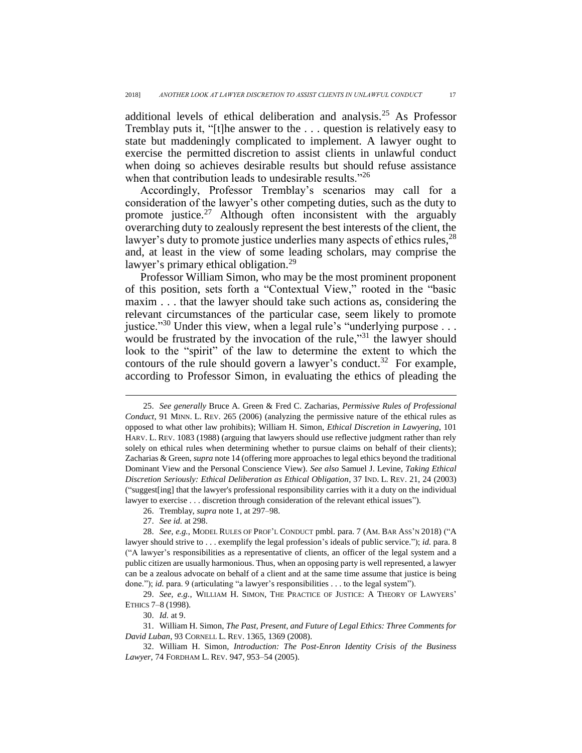additional levels of ethical deliberation and analysis.[25] As Professor Tremblay puts it, "[t]he answer to the . . . question is relatively easy to state but maddeningly complicated to implement. A lawyer ought to exercise the permitted discretion to assist clients in unlawful conduct when doing so achieves desirable results but should refuse assistance when that contribution leads to undesirable results."[26]

Accordingly, Professor Tremblay's scenarios may call for a consideration of the lawyer's other competing duties, such as the duty to promote justice.[27] Although often inconsistent with the arguably overarching duty to zealously represent the best interests of the client, the lawyer's duty to promote justice underlies many aspects of ethics rules,[28] and, at least in the view of some leading scholars, may comprise the lawyer's primary ethical obligation.[29]

Professor William Simon, who may be the most prominent proponent of this position, sets forth a "Contextual View," rooted in the "basic maxim . . . that the lawyer should take such actions as, considering the relevant circumstances of the particular case, seem likely to promote justice."[30] Under this view, when a legal rule's "underlying purpose . . . would be frustrated by the invocation of the rule,"[31] the lawyer should look to the "spirit" of the law to determine the extent to which the contours of the rule should govern a lawyer's conduct.[32] For example, according to Professor Simon, in evaluating the ethics of pleading the

---

25. *See generally* Bruce A. Green & Fred C. Zacharias, *Permissive Rules of Professional Conduct*, 91 MINN. L. REV. 265 (2006) (analyzing the permissive nature of the ethical rules as opposed to what other law prohibits); William H. Simon, *Ethical Discretion in Lawyering*, 101 HARV. L. REV. 1083 (1988) (arguing that lawyers should use reflective judgment rather than rely solely on ethical rules when determining whether to pursue claims on behalf of their clients); Zacharias & Green, *supra* note 14 (offering more approaches to legal ethics beyond the traditional Dominant View and the Personal Conscience View). *See also* Samuel J. Levine, *Taking Ethical Discretion Seriously: Ethical Deliberation as Ethical Obligation*, 37 IND. L. REV. 21, 24 (2003) ("suggest[ing] that the lawyer's professional responsibility carries with it a duty on the individual lawyer to exercise . . . discretion through consideration of the relevant ethical issues").

26. Tremblay, *supra* note 1, at 297–98.

27. *See id.* at 298.

28. *See, e.g.*, MODEL RULES OF PROF'L CONDUCT pmbl. para. 7 (AM. BAR ASS'N 2018) ("A lawyer should strive to . . . exemplify the legal profession's ideals of public service."); *id.* para. 8 ("A lawyer's responsibilities as a representative of clients, an officer of the legal system and a public citizen are usually harmonious. Thus, when an opposing party is well represented, a lawyer can be a zealous advocate on behalf of a client and at the same time assume that justice is being done."); *id.* para. 9 (articulating "a lawyer's responsibilities . . . to the legal system").

29. *See, e.g.*, WILLIAM H. SIMON, THE PRACTICE OF JUSTICE: A THEORY OF LAWYERS' ETHICS 7–8 (1998).

30. *Id.* at 9.

31. William H. Simon, *The Past, Present, and Future of Legal Ethics: Three Comments for David Luban*, 93 CORNELL L. REV. 1365, 1369 (2008).

32. William H. Simon, *Introduction: The Post-Enron Identity Crisis of the Business Lawyer*, 74 FORDHAM L. REV. 947, 953–54 (2005).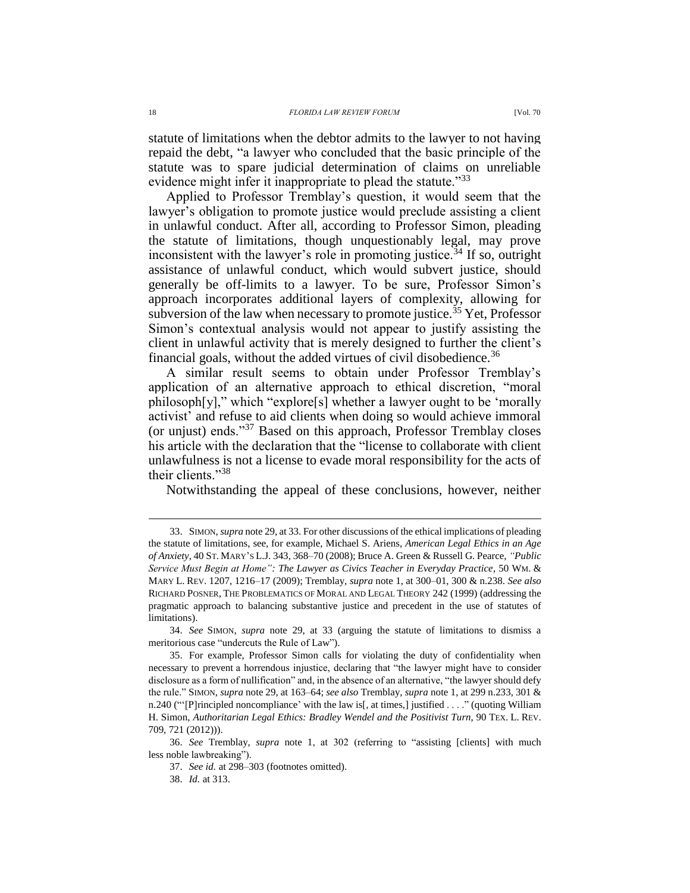statute of limitations when the debtor admits to the lawyer to not having repaid the debt, "a lawyer who concluded that the basic principle of the statute was to spare judicial determination of claims on unreliable evidence might infer it inappropriate to plead the statute."[33]

Applied to Professor Tremblay's question, it would seem that the lawyer's obligation to promote justice would preclude assisting a client in unlawful conduct. After all, according to Professor Simon, pleading the statute of limitations, though unquestionably legal, may prove inconsistent with the lawyer's role in promoting justice.[34] If so, outright assistance of unlawful conduct, which would subvert justice, should generally be off-limits to a lawyer. To be sure, Professor Simon's approach incorporates additional layers of complexity, allowing for subversion of the law when necessary to promote justice.[35] Yet, Professor Simon's contextual analysis would not appear to justify assisting the client in unlawful activity that is merely designed to further the client's financial goals, without the added virtues of civil disobedience.[36]

A similar result seems to obtain under Professor Tremblay's application of an alternative approach to ethical discretion, "moral philosoph[y]," which "explore[s] whether a lawyer ought to be 'morally activist' and refuse to aid clients when doing so would achieve immoral (or unjust) ends."[37] Based on this approach, Professor Tremblay closes his article with the declaration that the "license to collaborate with client unlawfulness is not a license to evade moral responsibility for the acts of their clients."[38]

Notwithstanding the appeal of these conclusions, however, neither

---

33. SIMON, *supra* note 29, at 33. For other discussions of the ethical implications of pleading the statute of limitations, see, for example, Michael S. Ariens, *American Legal Ethics in an Age of Anxiety*, 40 ST. MARY'S L.J. 343, 368–70 (2008); Bruce A. Green & Russell G. Pearce, *"Public Service Must Begin at Home": The Lawyer as Civics Teacher in Everyday Practice*, 50 WM. & MARY L. REV. 1207, 1216–17 (2009); Tremblay, *supra* note 1, at 300–01, 300 & n.238. *See also* RICHARD POSNER, THE PROBLEMATICS OF MORAL AND LEGAL THEORY 242 (1999) (addressing the pragmatic approach to balancing substantive justice and precedent in the use of statutes of limitations).

34. *See* SIMON, *supra* note 29, at 33 (arguing the statute of limitations to dismiss a meritorious case "undercuts the Rule of Law").

35. For example, Professor Simon calls for violating the duty of confidentiality when necessary to prevent a horrendous injustice, declaring that "the lawyer might have to consider disclosure as a form of nullification" and, in the absence of an alternative, "the lawyer should defy the rule." SIMON, *supra* note 29, at 163–64; *see also* Tremblay, *supra* note 1, at 299 n.233, 301 & n.240 ("'[P]rincipled noncompliance' with the law is[, at times,] justified . . . ." (quoting William H. Simon, *Authoritarian Legal Ethics: Bradley Wendel and the Positivist Turn*, 90 TEX. L. REV. 709, 721 (2012))).

36. *See* Tremblay, *supra* note 1, at 302 (referring to "assisting [clients] with much less noble lawbreaking").

37. *See id.* at 298–303 (footnotes omitted).

38. *Id.* at 313.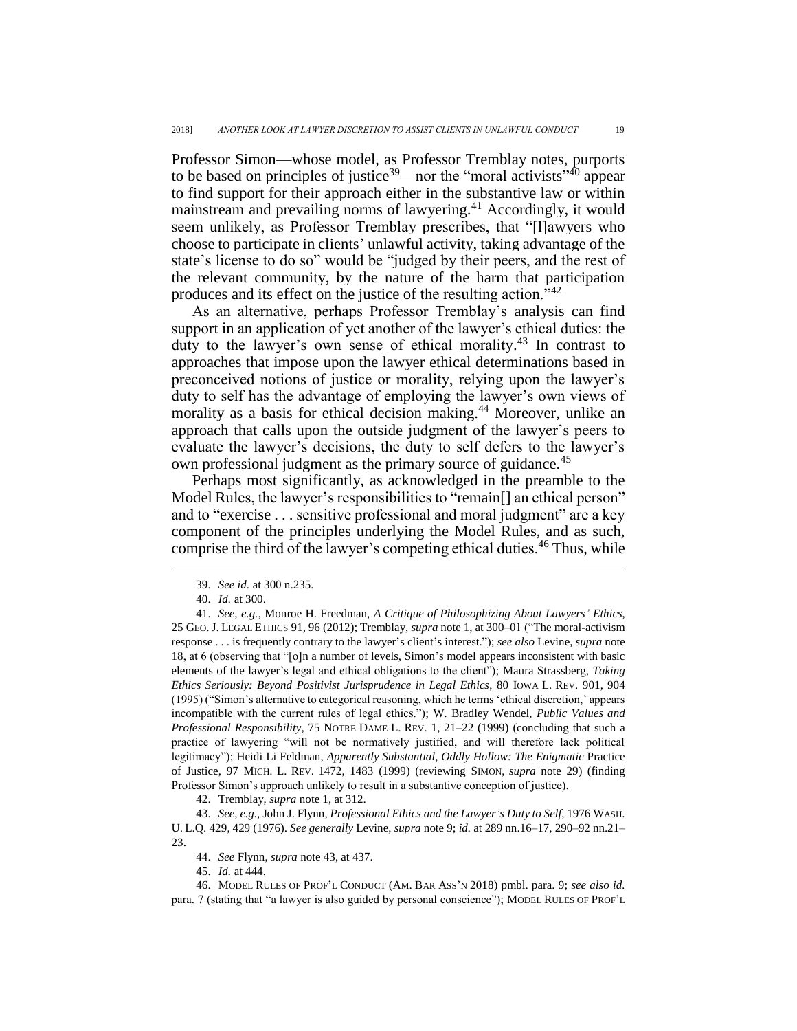Professor Simon—whose model, as Professor Tremblay notes, purports to be based on principles of justice[39]—nor the "moral activists"[40] appear to find support for their approach either in the substantive law or within mainstream and prevailing norms of lawyering.[41] Accordingly, it would seem unlikely, as Professor Tremblay prescribes, that "[l]awyers who choose to participate in clients' unlawful activity, taking advantage of the state's license to do so" would be "judged by their peers, and the rest of the relevant community, by the nature of the harm that participation produces and its effect on the justice of the resulting action."[42]

As an alternative, perhaps Professor Tremblay's analysis can find support in an application of yet another of the lawyer's ethical duties: the duty to the lawyer's own sense of ethical morality.[43] In contrast to approaches that impose upon the lawyer ethical determinations based in preconceived notions of justice or morality, relying upon the lawyer's duty to self has the advantage of employing the lawyer's own views of morality as a basis for ethical decision making.[44] Moreover, unlike an approach that calls upon the outside judgment of the lawyer's peers to evaluate the lawyer's decisions, the duty to self defers to the lawyer's own professional judgment as the primary source of guidance.[45]

Perhaps most significantly, as acknowledged in the preamble to the Model Rules, the lawyer's responsibilities to "remain[] an ethical person" and to "exercise . . . sensitive professional and moral judgment" are a key component of the principles underlying the Model Rules, and as such, comprise the third of the lawyer's competing ethical duties.[46] Thus, while

---

39. *See id.* at 300 n.235.

40. *Id.* at 300.

41. *See, e.g.*, Monroe H. Freedman, *A Critique of Philosophizing About Lawyers' Ethics*, 25 GEO. J. LEGAL ETHICS 91, 96 (2012); Tremblay, *supra* note 1, at 300–01 ("The moral-activism response . . . is frequently contrary to the lawyer's client's interest."); *see also* Levine, *supra* note 18, at 6 (observing that "[o]n a number of levels, Simon's model appears inconsistent with basic elements of the lawyer's legal and ethical obligations to the client"); Maura Strassberg, *Taking Ethics Seriously: Beyond Positivist Jurisprudence in Legal Ethics*, 80 IOWA L. REV. 901, 904 (1995) ("Simon's alternative to categorical reasoning, which he terms 'ethical discretion,' appears incompatible with the current rules of legal ethics."); W. Bradley Wendel, *Public Values and Professional Responsibility*, 75 NOTRE DAME L. REV. 1, 21–22 (1999) (concluding that such a practice of lawyering "will not be normatively justified, and will therefore lack political legitimacy"); Heidi Li Feldman, *Apparently Substantial, Oddly Hollow: The Enigmatic* Practice of Justice, 97 MICH. L. REV. 1472, 1483 (1999) (reviewing SIMON, *supra* note 29) (finding Professor Simon's approach unlikely to result in a substantive conception of justice).

42. Tremblay, *supra* note 1, at 312.

43. *See, e.g.*, John J. Flynn, *Professional Ethics and the Lawyer's Duty to Self*, 1976 WASH. U. L.Q. 429, 429 (1976). *See generally* Levine, *supra* note 9; *id.* at 289 nn.16–17, 290–92 nn.21–23.

44. *See* Flynn, *supra* note 43, at 437.

45. *Id.* at 444.

46. MODEL RULES OF PROF'L CONDUCT (AM. BAR ASS'N 2018) pmbl. para. 9; *see also id.* para. 7 (stating that "a lawyer is also guided by personal conscience"); MODEL RULES OF PROF'L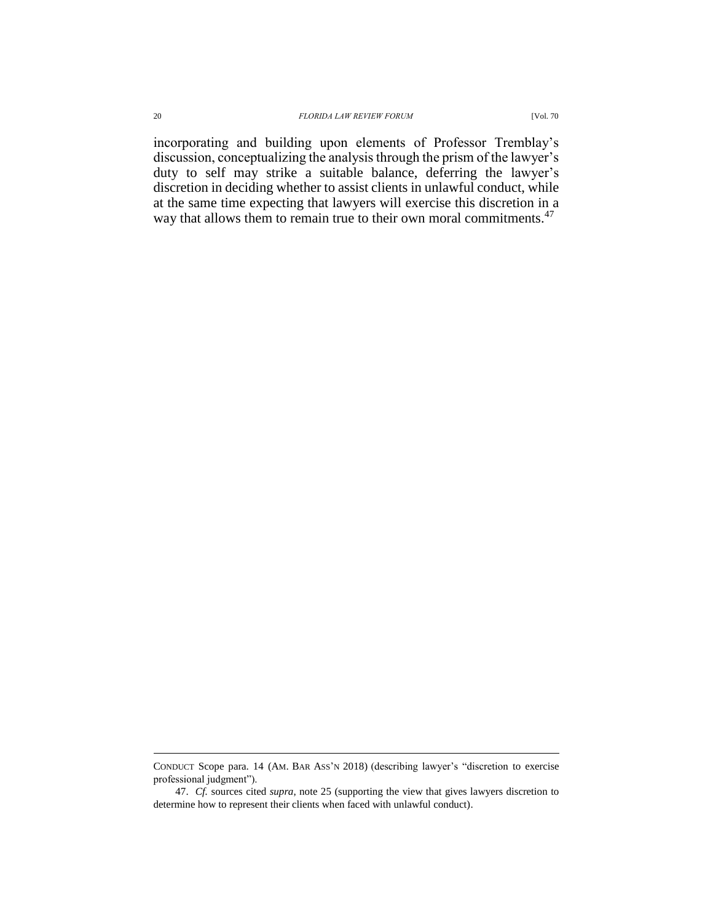incorporating and building upon elements of Professor Tremblay's discussion, conceptualizing the analysis through the prism of the lawyer's duty to self may strike a suitable balance, deferring the lawyer's discretion in deciding whether to assist clients in unlawful conduct, while at the same time expecting that lawyers will exercise this discretion in a way that allows them to remain true to their own moral commitments.[47]

---

CONDUCT Scope para. 14 (AM. BAR ASS'N 2018) (describing lawyer's "discretion to exercise professional judgment").

47. *Cf.* sources cited *supra*, note 25 (supporting the view that gives lawyers discretion to determine how to represent their clients when faced with unlawful conduct).